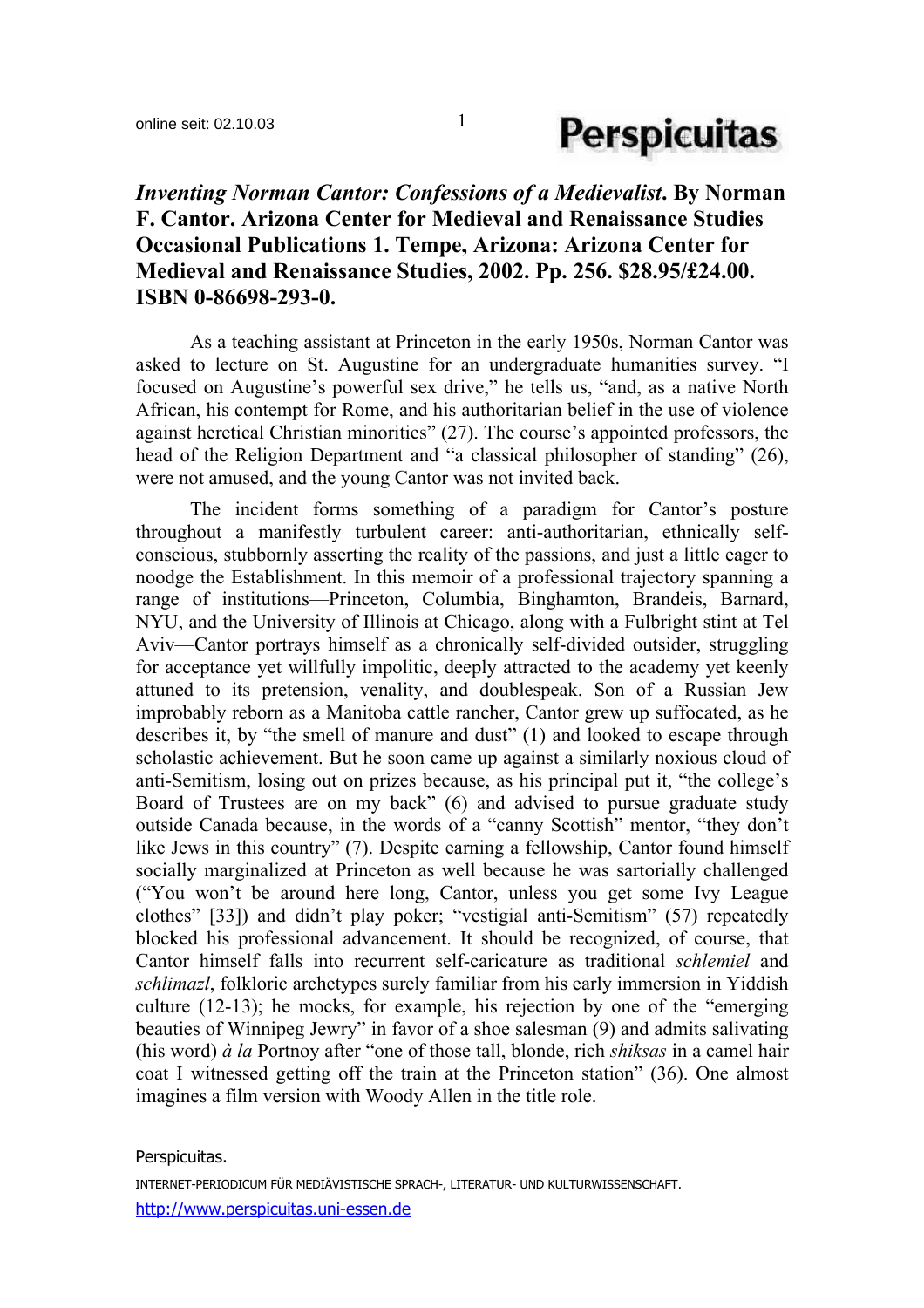***Inventing Norman Cantor: Confessions of a Medievalist*. By Norman F. Cantor. Arizona Center for Medieval and Renaissance Studies Occasional Publications 1. Tempe, Arizona: Arizona Center for Medieval and Renaissance Studies, 2002. Pp. 256. $28.95/£24.00. ISBN 0-86698-293-0.**

As a teaching assistant at Princeton in the early 1950s, Norman Cantor was asked to lecture on St. Augustine for an undergraduate humanities survey. "I focused on Augustine's powerful sex drive," he tells us, "and, as a native North African, his contempt for Rome, and his authoritarian belief in the use of violence against heretical Christian minorities" (27). The course's appointed professors, the head of the Religion Department and "a classical philosopher of standing" (26), were not amused, and the young Cantor was not invited back.

The incident forms something of a paradigm for Cantor's posture throughout a manifestly turbulent career: anti-authoritarian, ethnically self-conscious, stubbornly asserting the reality of the passions, and just a little eager to noodge the Establishment. In this memoir of a professional trajectory spanning a range of institutions—Princeton, Columbia, Binghamton, Brandeis, Barnard, NYU, and the University of Illinois at Chicago, along with a Fulbright stint at Tel Aviv—Cantor portrays himself as a chronically self-divided outsider, struggling for acceptance yet willfully impolitic, deeply attracted to the academy yet keenly attuned to its pretension, venality, and doublespeak. Son of a Russian Jew improbably reborn as a Manitoba cattle rancher, Cantor grew up suffocated, as he describes it, by "the smell of manure and dust" (1) and looked to escape through scholastic achievement. But he soon came up against a similarly noxious cloud of anti-Semitism, losing out on prizes because, as his principal put it, "the college's Board of Trustees are on my back" (6) and advised to pursue graduate study outside Canada because, in the words of a "canny Scottish" mentor, "they don't like Jews in this country" (7). Despite earning a fellowship, Cantor found himself socially marginalized at Princeton as well because he was sartorially challenged ("You won't be around here long, Cantor, unless you get some Ivy League clothes" [33]) and didn't play poker; "vestigial anti-Semitism" (57) repeatedly blocked his professional advancement. It should be recognized, of course, that Cantor himself falls into recurrent self-caricature as traditional *schlemiel* and *schlimazl*, folkloric archetypes surely familiar from his early immersion in Yiddish culture (12-13); he mocks, for example, his rejection by one of the "emerging beauties of Winnipeg Jewry" in favor of a shoe salesman (9) and admits salivating (his word) *à la* Portnoy after "one of those tall, blonde, rich *shiksas* in a camel hair coat I witnessed getting off the train at the Princeton station" (36). One almost imagines a film version with Woody Allen in the title role.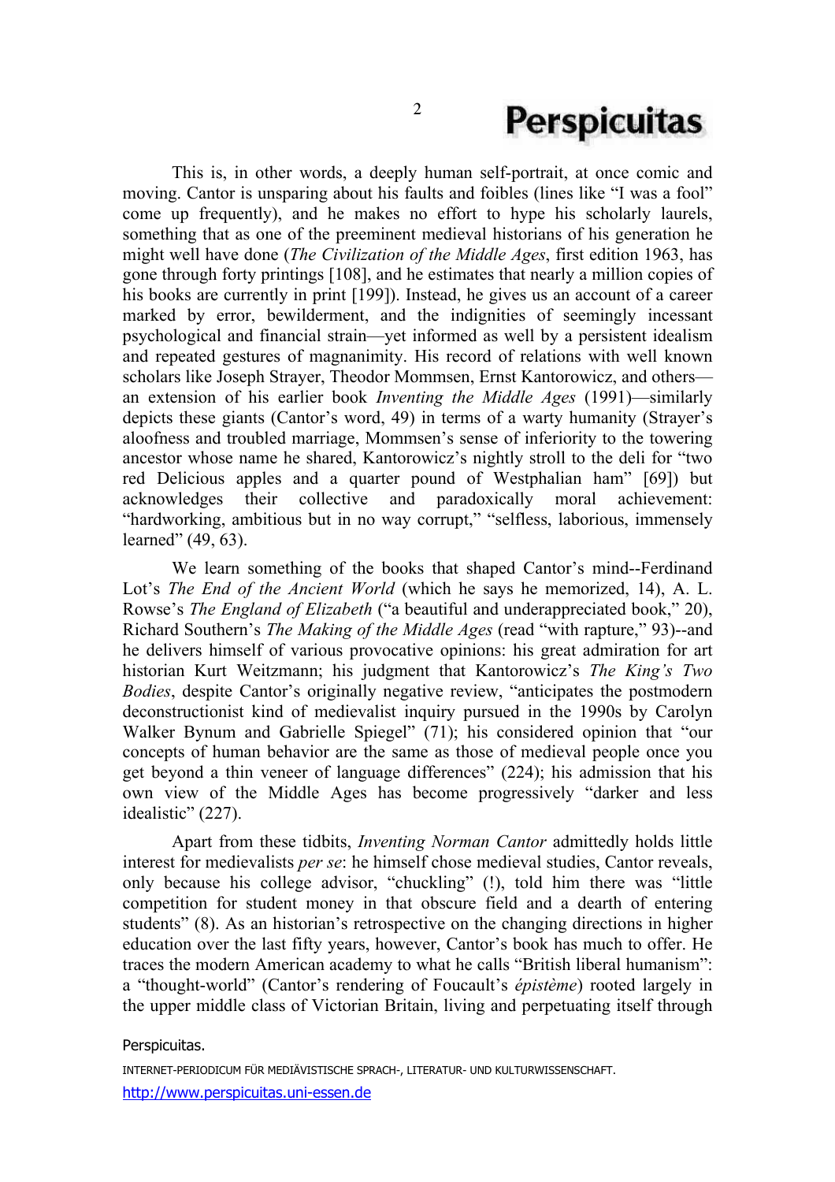This is, in other words, a deeply human self-portrait, at once comic and moving. Cantor is unsparing about his faults and foibles (lines like "I was a fool" come up frequently), and he makes no effort to hype his scholarly laurels, something that as one of the preeminent medieval historians of his generation he might well have done (*The Civilization of the Middle Ages*, first edition 1963, has gone through forty printings [108], and he estimates that nearly a million copies of his books are currently in print [199]). Instead, he gives us an account of a career marked by error, bewilderment, and the indignities of seemingly incessant psychological and financial strain—yet informed as well by a persistent idealism and repeated gestures of magnanimity. His record of relations with well known scholars like Joseph Strayer, Theodor Mommsen, Ernst Kantorowicz, and others—an extension of his earlier book *Inventing the Middle Ages* (1991)—similarly depicts these giants (Cantor's word, 49) in terms of a warty humanity (Strayer's aloofness and troubled marriage, Mommsen's sense of inferiority to the towering ancestor whose name he shared, Kantorowicz's nightly stroll to the deli for "two red Delicious apples and a quarter pound of Westphalian ham" [69]) but acknowledges their collective and paradoxically moral achievement: "hardworking, ambitious but in no way corrupt," "selfless, laborious, immensely learned" (49, 63).

We learn something of the books that shaped Cantor's mind--Ferdinand Lot's *The End of the Ancient World* (which he says he memorized, 14), A. L. Rowse's *The England of Elizabeth* ("a beautiful and underappreciated book," 20), Richard Southern's *The Making of the Middle Ages* (read "with rapture," 93)--and he delivers himself of various provocative opinions: his great admiration for art historian Kurt Weitzmann; his judgment that Kantorowicz's *The King's Two Bodies*, despite Cantor's originally negative review, "anticipates the postmodern deconstructionist kind of medievalist inquiry pursued in the 1990s by Carolyn Walker Bynum and Gabrielle Spiegel" (71); his considered opinion that "our concepts of human behavior are the same as those of medieval people once you get beyond a thin veneer of language differences" (224); his admission that his own view of the Middle Ages has become progressively "darker and less idealistic" (227).

Apart from these tidbits, *Inventing Norman Cantor* admittedly holds little interest for medievalists *per se*: he himself chose medieval studies, Cantor reveals, only because his college advisor, "chuckling" (!), told him there was "little competition for student money in that obscure field and a dearth of entering students" (8). As an historian's retrospective on the changing directions in higher education over the last fifty years, however, Cantor's book has much to offer. He traces the modern American academy to what he calls "British liberal humanism": a "thought-world" (Cantor's rendering of Foucault's *épistème*) rooted largely in the upper middle class of Victorian Britain, living and perpetuating itself through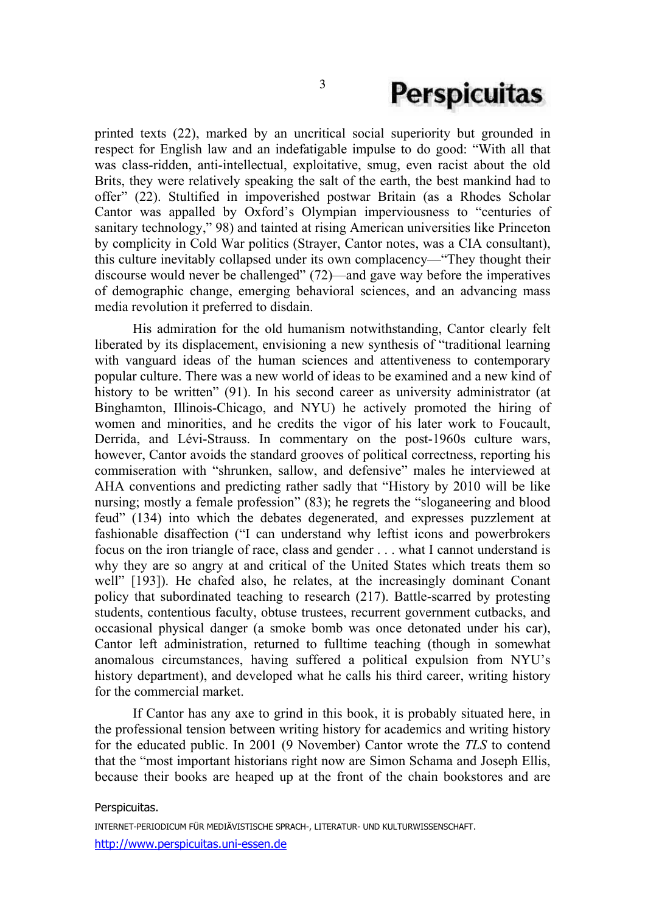printed texts (22), marked by an uncritical social superiority but grounded in respect for English law and an indefatigable impulse to do good: "With all that was class-ridden, anti-intellectual, exploitative, smug, even racist about the old Brits, they were relatively speaking the salt of the earth, the best mankind had to offer" (22). Stultified in impoverished postwar Britain (as a Rhodes Scholar Cantor was appalled by Oxford's Olympian imperviousness to "centuries of sanitary technology," 98) and tainted at rising American universities like Princeton by complicity in Cold War politics (Strayer, Cantor notes, was a CIA consultant), this culture inevitably collapsed under its own complacency—"They thought their discourse would never be challenged" (72)—and gave way before the imperatives of demographic change, emerging behavioral sciences, and an advancing mass media revolution it preferred to disdain.

His admiration for the old humanism notwithstanding, Cantor clearly felt liberated by its displacement, envisioning a new synthesis of "traditional learning with vanguard ideas of the human sciences and attentiveness to contemporary popular culture. There was a new world of ideas to be examined and a new kind of history to be written" (91). In his second career as university administrator (at Binghamton, Illinois-Chicago, and NYU) he actively promoted the hiring of women and minorities, and he credits the vigor of his later work to Foucault, Derrida, and Lévi-Strauss. In commentary on the post-1960s culture wars, however, Cantor avoids the standard grooves of political correctness, reporting his commiseration with "shrunken, sallow, and defensive" males he interviewed at AHA conventions and predicting rather sadly that "History by 2010 will be like nursing; mostly a female profession" (83); he regrets the "sloganeering and blood feud" (134) into which the debates degenerated, and expresses puzzlement at fashionable disaffection ("I can understand why leftist icons and powerbrokers focus on the iron triangle of race, class and gender . . . what I cannot understand is why they are so angry at and critical of the United States which treats them so well" [193]). He chafed also, he relates, at the increasingly dominant Conant policy that subordinated teaching to research (217). Battle-scarred by protesting students, contentious faculty, obtuse trustees, recurrent government cutbacks, and occasional physical danger (a smoke bomb was once detonated under his car), Cantor left administration, returned to fulltime teaching (though in somewhat anomalous circumstances, having suffered a political expulsion from NYU's history department), and developed what he calls his third career, writing history for the commercial market.

If Cantor has any axe to grind in this book, it is probably situated here, in the professional tension between writing history for academics and writing history for the educated public. In 2001 (9 November) Cantor wrote the *TLS* to contend that the "most important historians right now are Simon Schama and Joseph Ellis, because their books are heaped up at the front of the chain bookstores and are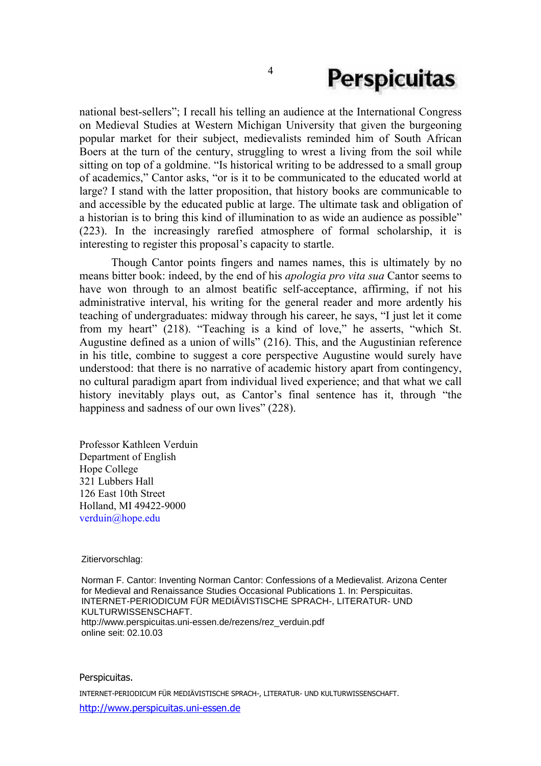national best-sellers"; I recall his telling an audience at the International Congress on Medieval Studies at Western Michigan University that given the burgeoning popular market for their subject, medievalists reminded him of South African Boers at the turn of the century, struggling to wrest a living from the soil while sitting on top of a goldmine. "Is historical writing to be addressed to a small group of academics," Cantor asks, "or is it to be communicated to the educated world at large? I stand with the latter proposition, that history books are communicable to and accessible by the educated public at large. The ultimate task and obligation of a historian is to bring this kind of illumination to as wide an audience as possible" (223). In the increasingly rarefied atmosphere of formal scholarship, it is interesting to register this proposal's capacity to startle.

Though Cantor points fingers and names names, this is ultimately by no means bitter book: indeed, by the end of his *apologia pro vita sua* Cantor seems to have won through to an almost beatific self-acceptance, affirming, if not his administrative interval, his writing for the general reader and more ardently his teaching of undergraduates: midway through his career, he says, "I just let it come from my heart" (218). "Teaching is a kind of love," he asserts, "which St. Augustine defined as a union of wills" (216). This, and the Augustinian reference in his title, combine to suggest a core perspective Augustine would surely have understood: that there is no narrative of academic history apart from contingency, no cultural paradigm apart from individual lived experience; and that what we call history inevitably plays out, as Cantor's final sentence has it, through "the happiness and sadness of our own lives" (228).

Professor Kathleen Verduin
Department of English
Hope College
321 Lubbers Hall
126 East 10th Street
Holland, MI 49422-9000
verduin@hope.edu

Zitiervorschlag:

Norman F. Cantor: Inventing Norman Cantor: Confessions of a Medievalist. Arizona Center for Medieval and Renaissance Studies Occasional Publications 1. In: Perspicuitas. INTERNET-PERIODICUM FÜR MEDIÄVISTISCHE SPRACH-, LITERATUR- UND KULTURWISSENSCHAFT.
http://www.perspicuitas.uni-essen.de/rezens/rez_verduin.pdf
online seit: 02.10.03